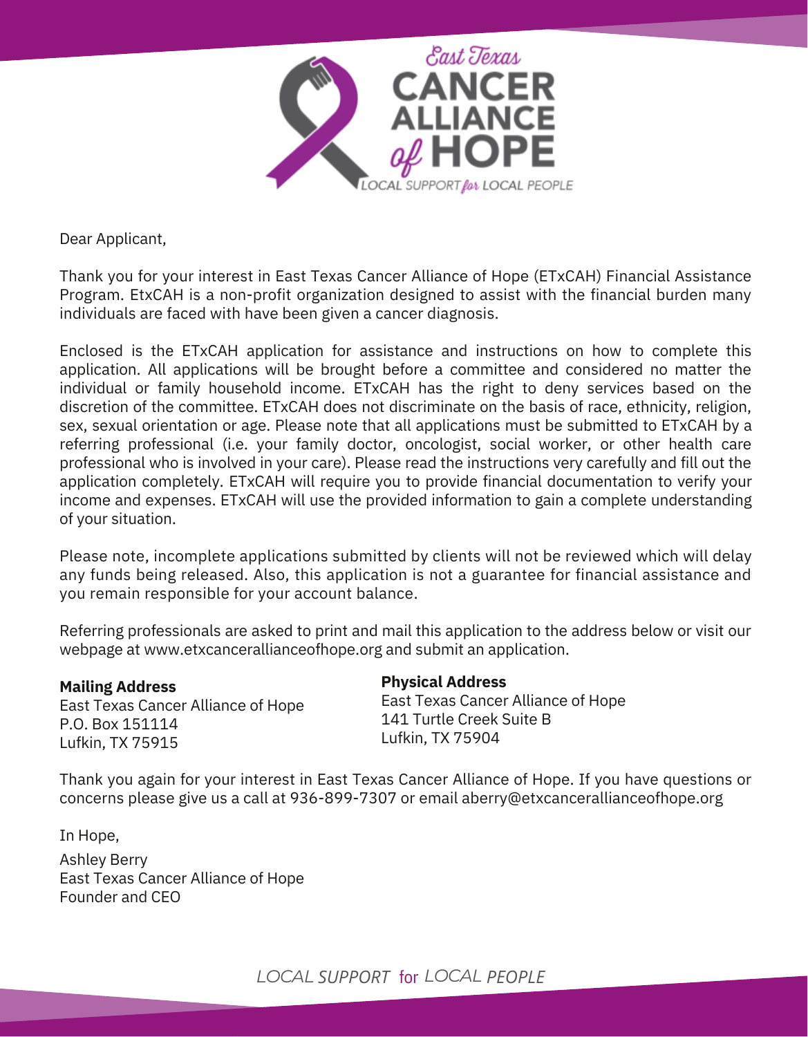East Texas CANCER ALLIANCE of HOPE

LOCAL SUPPORT for LOCAL PEOPLE

Dear Applicant,

Thank you for your interest in East Texas Cancer Alliance of Hope (ETxCAH) Financial Assistance Program. EtxCAH is a non-profit organization designed to assist with the financial burden many individuals are faced with have been given a cancer diagnosis.

Enclosed is the ETxCAH application for assistance and instructions on how to complete this application. All applications will be brought before a committee and considered no matter the individual or family household income. ETxCAH has the right to deny services based on the discretion of the committee. ETxCAH does not discriminate on the basis of race, ethnicity, religion, sex, sexual orientation or age. Please note that all applications must be submitted to ETxCAH by a referring professional (i.e. your family doctor, oncologist, social worker, or other health care professional who is involved in your care). Please read the instructions very carefully and fill out the application completely. ETxCAH will require you to provide financial documentation to verify your income and expenses. ETxCAH will use the provided information to gain a complete understanding of your situation.

Please note, incomplete applications submitted by clients will not be reviewed which will delay any funds being released. Also, this application is not a guarantee for financial assistance and you remain responsible for your account balance.

Referring professionals are asked to print and mail this application to the address below or visit our webpage at www.etxcancerallianceofhope.org and submit an application.

**Mailing Address**
East Texas Cancer Alliance of Hope
P.O. Box 151114
Lufkin, TX 75915

**Physical Address**
East Texas Cancer Alliance of Hope
141 Turtle Creek Suite B
Lufkin, TX 75904

Thank you again for your interest in East Texas Cancer Alliance of Hope. If you have questions or concerns please give us a call at 936-899-7307 or email aberry@etxcancerallianceofhope.org

In Hope,

Ashley Berry
East Texas Cancer Alliance of Hope
Founder and CEO

*LOCAL SUPPORT for LOCAL PEOPLE*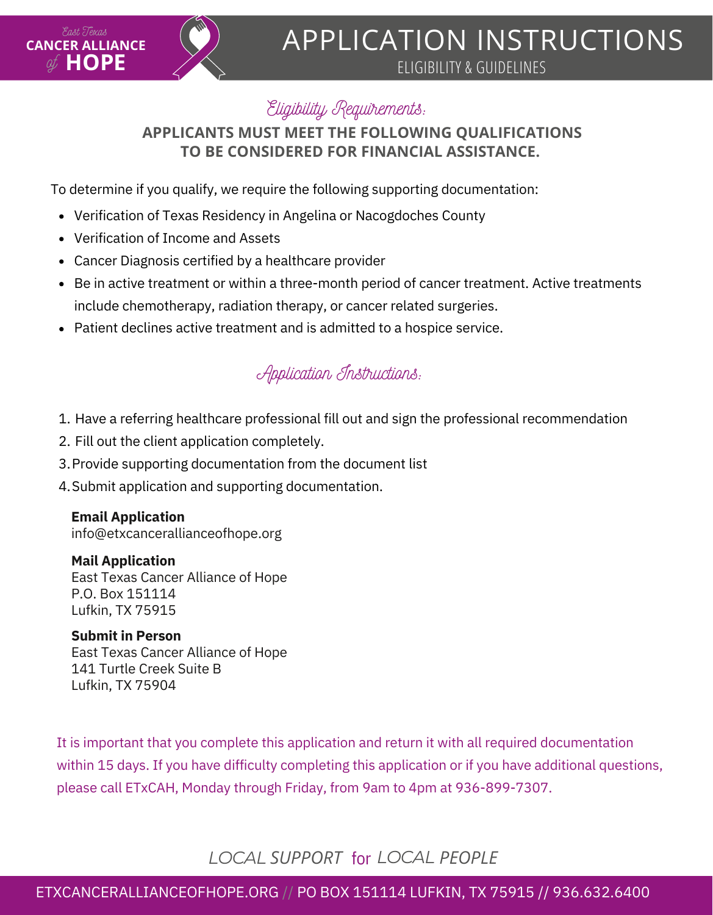East Texas CANCER ALLIANCE of HOPE

# APPLICATION INSTRUCTIONS

ELIGIBILITY & GUIDELINES

## Eligibility Requirements:

**APPLICANTS MUST MEET THE FOLLOWING QUALIFICATIONS TO BE CONSIDERED FOR FINANCIAL ASSISTANCE.**

To determine if you qualify, we require the following supporting documentation:

- Verification of Texas Residency in Angelina or Nacogdoches County
- Verification of Income and Assets
- Cancer Diagnosis certified by a healthcare provider
- Be in active treatment or within a three-month period of cancer treatment. Active treatments include chemotherapy, radiation therapy, or cancer related surgeries.
- Patient declines active treatment and is admitted to a hospice service.

## Application Instructions:

1. Have a referring healthcare professional fill out and sign the professional recommendation
2. Fill out the client application completely.
3. Provide supporting documentation from the document list
4. Submit application and supporting documentation.

**Email Application**
info@etxcancerallianceofhope.org

**Mail Application**
East Texas Cancer Alliance of Hope
P.O. Box 151114
Lufkin, TX 75915

**Submit in Person**
East Texas Cancer Alliance of Hope
141 Turtle Creek Suite B
Lufkin, TX 75904

It is important that you complete this application and return it with all required documentation within 15 days. If you have difficulty completing this application or if you have additional questions, please call ETxCAH, Monday through Friday, from 9am to 4pm at 936-899-7307.

*LOCAL SUPPORT for LOCAL PEOPLE*

ETXCANCERALLIANCEOFHOPE.ORG // PO BOX 151114 LUFKIN, TX 75915 // 936.632.6400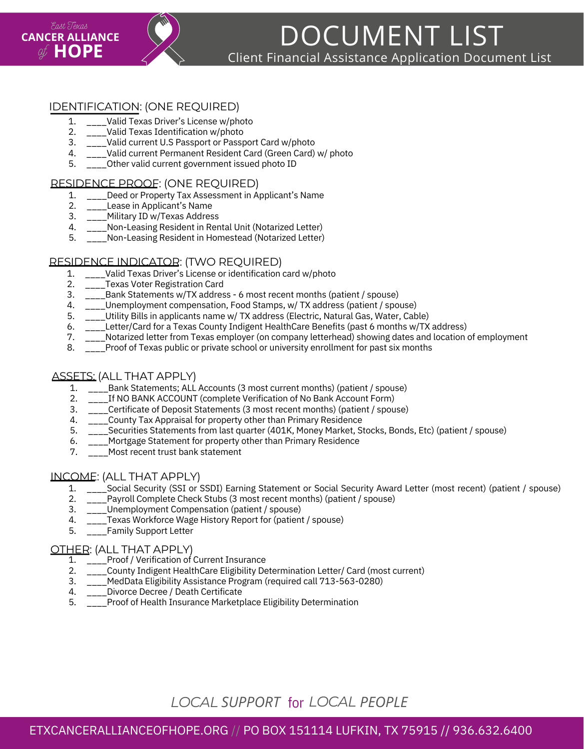East Texas **CANCER ALLIANCE** of **HOPE**

# DOCUMENT LIST

## Client Financial Assistance Application Document List

### IDENTIFICATION: (ONE REQUIRED)

1. ____Valid Texas Driver's License w/photo
2. ____Valid Texas Identification w/photo
3. ____Valid current U.S Passport or Passport Card w/photo
4. ____Valid current Permanent Resident Card (Green Card) w/ photo
5. ____Other valid current government issued photo ID

### RESIDENCE PROOF: (ONE REQUIRED)

1. ____Deed or Property Tax Assessment in Applicant's Name
2. ____Lease in Applicant's Name
3. ____Military ID w/Texas Address
4. ____Non-Leasing Resident in Rental Unit (Notarized Letter)
5. ____Non-Leasing Resident in Homestead (Notarized Letter)

### RESIDENCE INDICATOR: (TWO REQUIRED)

1. ____Valid Texas Driver's License or identification card w/photo
2. ____Texas Voter Registration Card
3. ____Bank Statements w/TX address - 6 most recent months (patient / spouse)
4. ____Unemployment compensation, Food Stamps, w/ TX address (patient / spouse)
5. ____Utility Bills in applicants name w/ TX address (Electric, Natural Gas, Water, Cable)
6. ____Letter/Card for a Texas County Indigent HealthCare Benefits (past 6 months w/TX address)
7. ____Notarized letter from Texas employer (on company letterhead) showing dates and location of employment
8. ____Proof of Texas public or private school or university enrollment for past six months

### ASSETS: (ALL THAT APPLY)

1. ____Bank Statements; ALL Accounts (3 most current months) (patient / spouse)
2. ____If NO BANK ACCOUNT (complete Verification of No Bank Account Form)
3. ____Certificate of Deposit Statements (3 most recent months) (patient / spouse)
4. ____County Tax Appraisal for property other than Primary Residence
5. ____Securities Statements from last quarter (401K, Money Market, Stocks, Bonds, Etc) (patient / spouse)
6. ____Mortgage Statement for property other than Primary Residence
7. ____Most recent trust bank statement

### INCOME: (ALL THAT APPLY)

1. ____Social Security (SSI or SSDI) Earning Statement or Social Security Award Letter (most recent) (patient / spouse)
2. ____Payroll Complete Check Stubs (3 most recent months) (patient / spouse)
3. ____Unemployment Compensation (patient / spouse)
4. ____Texas Workforce Wage History Report for (patient / spouse)
5. ____Family Support Letter

### OTHER: (ALL THAT APPLY)

1. ____Proof / Verification of Current Insurance
2. ____County Indigent HealthCare Eligibility Determination Letter/ Card (most current)
3. ____MedData Eligibility Assistance Program (required call 713-563-0280)
4. ____Divorce Decree / Death Certificate
5. ____Proof of Health Insurance Marketplace Eligibility Determination

*LOCAL SUPPORT for LOCAL PEOPLE*

ETXCANCERALLIANCEOFHOPE.ORG // PO BOX 151114 LUFKIN, TX 75915 // 936.632.6400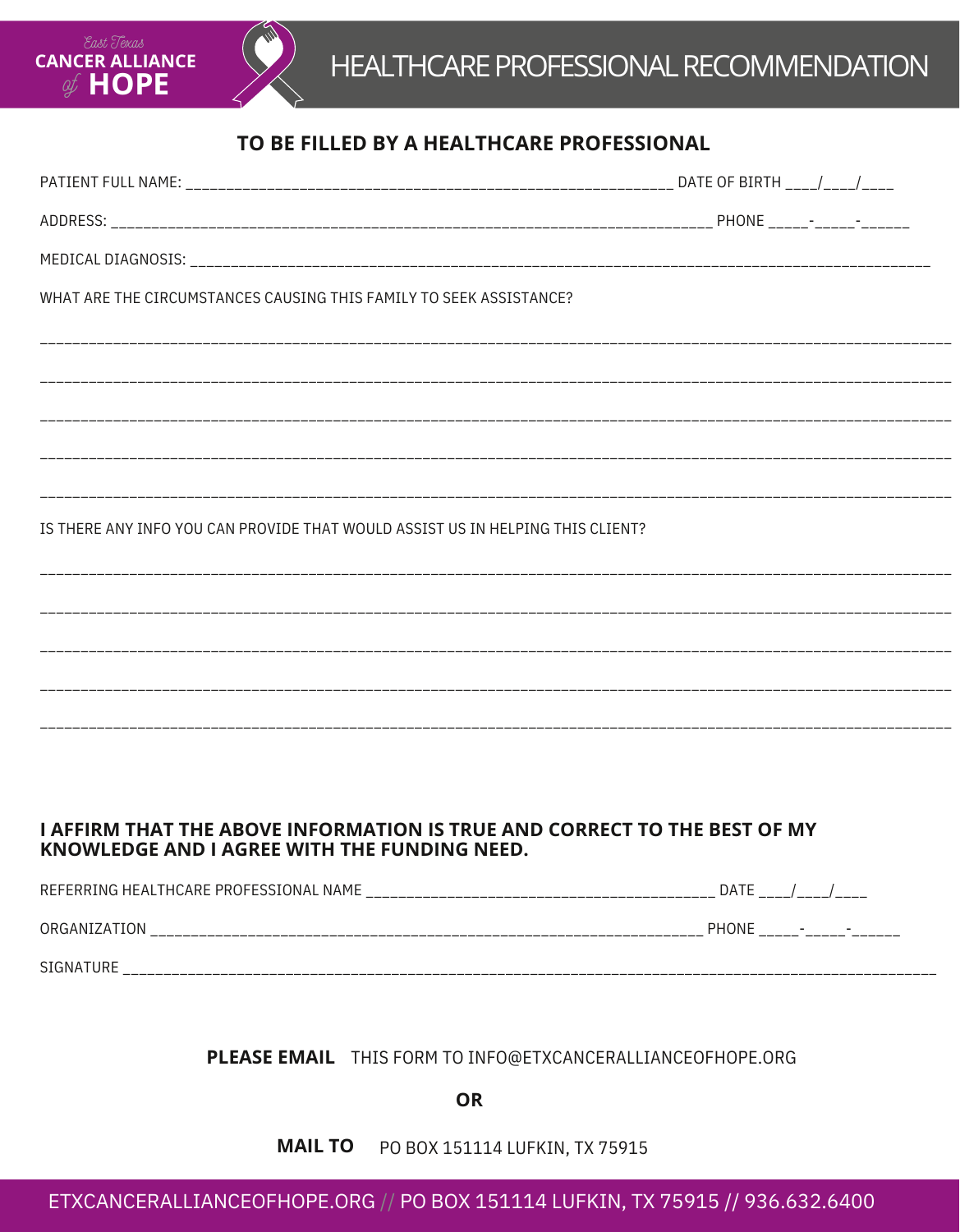East Texas CANCER ALLIANCE of HOPE

# HEALTHCARE PROFESSIONAL RECOMMENDATION

## TO BE FILLED BY A HEALTHCARE PROFESSIONAL

PATIENT FULL NAME: ____________________________________________________________ DATE OF BIRTH ____/____/____

ADDRESS: ____________________________________________________________________________ PHONE _____-_____-______

MEDICAL DIAGNOSIS: ____________________________________________________________________________________________

WHAT ARE THE CIRCUMSTANCES CAUSING THIS FAMILY TO SEEK ASSISTANCE?

________________________________________________________________________________________________________________

________________________________________________________________________________________________________________

________________________________________________________________________________________________________________

________________________________________________________________________________________________________________

________________________________________________________________________________________________________________

IS THERE ANY INFO YOU CAN PROVIDE THAT WOULD ASSIST US IN HELPING THIS CLIENT?

________________________________________________________________________________________________________________

________________________________________________________________________________________________________________

________________________________________________________________________________________________________________

________________________________________________________________________________________________________________

________________________________________________________________________________________________________________

**I AFFIRM THAT THE ABOVE INFORMATION IS TRUE AND CORRECT TO THE BEST OF MY KNOWLEDGE AND I AGREE WITH THE FUNDING NEED.**

REFERRING HEALTHCARE PROFESSIONAL NAME ____________________________________________ DATE ____/____/____

ORGANIZATION _____________________________________________________________________ PHONE _____-_____-______

SIGNATURE ______________________________________________________________________________________________________

**PLEASE EMAIL** THIS FORM TO INFO@ETXCANCERALLIANCEOFHOPE.ORG

**OR**

**MAIL TO** PO BOX 151114 LUFKIN, TX 75915

ETXCANCERALLIANCEOFHOPE.ORG // PO BOX 151114 LUFKIN, TX 75915 // 936.632.6400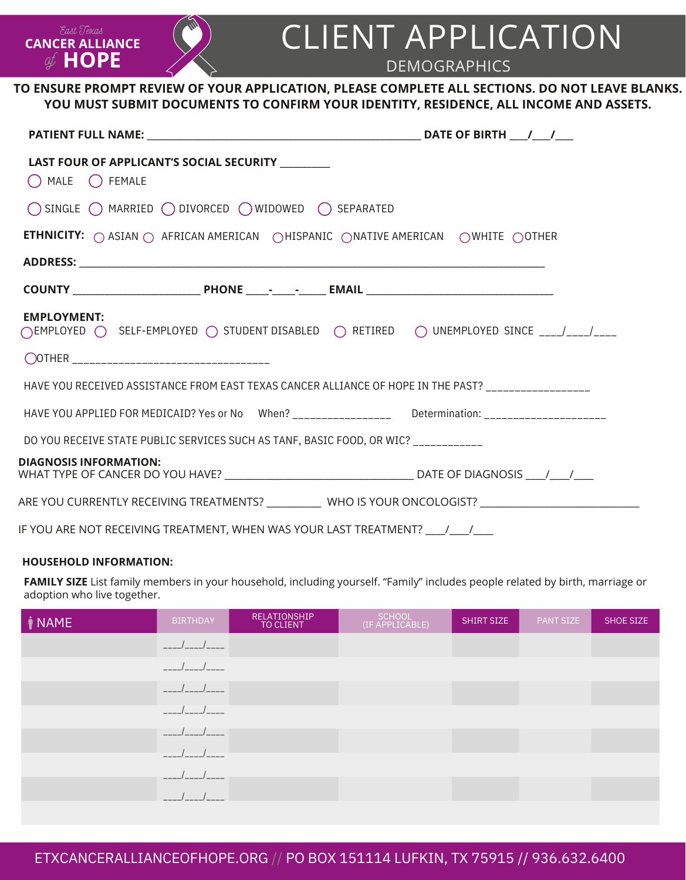East Texas CANCER ALLIANCE of HOPE

# CLIENT APPLICATION

## DEMOGRAPHICS

**TO ENSURE PROMPT REVIEW OF YOUR APPLICATION, PLEASE COMPLETE ALL SECTIONS. DO NOT LEAVE BLANKS. YOU MUST SUBMIT DOCUMENTS TO CONFIRM YOUR IDENTITY, RESIDENCE, ALL INCOME AND ASSETS.**

**PATIENT FULL NAME:** ________________________________________________ **DATE OF BIRTH** ___/___/___

**LAST FOUR OF APPLICANT'S SOCIAL SECURITY** _________

◯ MALE ◯ FEMALE

◯ SINGLE ◯ MARRIED ◯ DIVORCED ◯ WIDOWED ◯ SEPARATED

**ETHNICITY:** ◯ ASIAN ◯ AFRICAN AMERICAN ◯ HISPANIC ◯ NATIVE AMERICAN ◯ WHITE ◯ OTHER

**ADDRESS:** ________________________________________________________________________________

**COUNTY** ______________________ **PHONE** ____-____-_____ **EMAIL** __________________________________

**EMPLOYMENT:**
◯ EMPLOYED ◯ SELF-EMPLOYED ◯ STUDENT DISABLED ◯ RETIRED ◯ UNEMPLOYED SINCE ____/____/____

◯ OTHER __________________________________

HAVE YOU RECEIVED ASSISTANCE FROM EAST TEXAS CANCER ALLIANCE OF HOPE IN THE PAST? _________________

HAVE YOU APPLIED FOR MEDICAID? Yes or No When? _________________ Determination: _____________________

DO YOU RECEIVE STATE PUBLIC SERVICES SUCH AS TANF, BASIC FOOD, OR WIC? ____________

**DIAGNOSIS INFORMATION:**
WHAT TYPE OF CANCER DO YOU HAVE? _________________________________ DATE OF DIAGNOSIS ___/___/___

ARE YOU CURRENTLY RECEIVING TREATMENTS? _________ WHO IS YOUR ONCOLOGIST? ____________________________

IF YOU ARE NOT RECEIVING TREATMENT, WHEN WAS YOUR LAST TREATMENT? ___/___/___

**HOUSEHOLD INFORMATION:**

**FAMILY SIZE** List family members in your household, including yourself. "Family" includes people related by birth, marriage or adoption who live together.

| NAME | BIRTHDAY | RELATIONSHIP TO CLIENT | SCHOOL (IF APPLICABLE) | SHIRT SIZE | PANT SIZE | SHOE SIZE |
|---|---|---|---|---|---|---|
| | ____/____/____ | | | | | |
| | ____/____/____ | | | | | |
| | ____/____/____ | | | | | |
| | ____/____/____ | | | | | |
| | ____/____/____ | | | | | |
| | ____/____/____ | | | | | |
| | ____/____/____ | | | | | |
| | ____/____/____ | | | | | |
| | | | | | | |

ETXCANCERALLIANCEOFHOPE.ORG // PO BOX 151114 LUFKIN, TX 75915 // 936.632.6400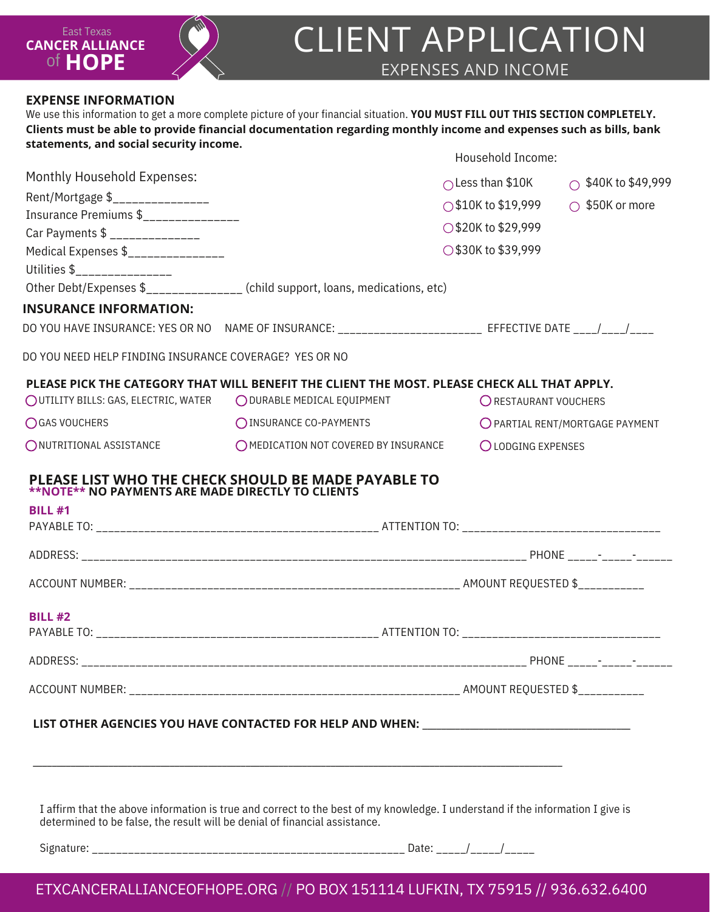East Texas **CANCER ALLIANCE** of **HOPE**

# CLIENT APPLICATION

## EXPENSES AND INCOME

### EXPENSE INFORMATION

We use this information to get a more complete picture of your financial situation. **YOU MUST FILL OUT THIS SECTION COMPLETELY. Clients must be able to provide financial documentation regarding monthly income and expenses such as bills, bank statements, and social security income.**

Monthly Household Expenses:

Rent/Mortgage $______________

Insurance Premiums $______________

Car Payments $ ______________

Medical Expenses $______________

Utilities $______________

Other Debt/Expenses $______________ (child support, loans, medications, etc)

Household Income:

○ Less than $10K
○ $10K to $19,999
○ $20K to $29,999
○ $30K to $39,999
○ $40K to $49,999
○ $50K or more

### INSURANCE INFORMATION:

DO YOU HAVE INSURANCE: YES OR NO NAME OF INSURANCE: ______________________ EFFECTIVE DATE ___/___/___

DO YOU NEED HELP FINDING INSURANCE COVERAGE? YES OR NO

**PLEASE PICK THE CATEGORY THAT WILL BENEFIT THE CLIENT THE MOST. PLEASE CHECK ALL THAT APPLY.**

○ UTILITY BILLS: GAS, ELECTRIC, WATER
○ DURABLE MEDICAL EQUIPMENT
○ RESTAURANT VOUCHERS
○ GAS VOUCHERS
○ INSURANCE CO-PAYMENTS
○ PARTIAL RENT/MORTGAGE PAYMENT
○ NUTRITIONAL ASSISTANCE
○ MEDICATION NOT COVERED BY INSURANCE
○ LODGING EXPENSES

### PLEASE LIST WHO THE CHECK SHOULD BE MADE PAYABLE TO

****NOTE** NO PAYMENTS ARE MADE DIRECTLY TO CLIENTS**

**BILL #1**

PAYABLE TO: ____________________________________________ ATTENTION TO: ______________________________

ADDRESS: ______________________________________________________________________ PHONE _____-_____-______

ACCOUNT NUMBER: ____________________________________________________ AMOUNT REQUESTED $__________

**BILL #2**

PAYABLE TO: ____________________________________________ ATTENTION TO: ______________________________

ADDRESS: ______________________________________________________________________ PHONE _____-_____-______

ACCOUNT NUMBER: ____________________________________________________ AMOUNT REQUESTED $__________

**LIST OTHER AGENCIES YOU HAVE CONTACTED FOR HELP AND WHEN:** _________________________________

_____________________________________________________________________________________

I affirm that the above information is true and correct to the best of my knowledge. I understand if the information I give is determined to be false, the result will be denial of financial assistance.

Signature: __________________________________________________ Date: _____/_____/_____

ETXCANCERALLIANCEOFHOPE.ORG // PO BOX 151114 LUFKIN, TX 75915 // 936.632.6400